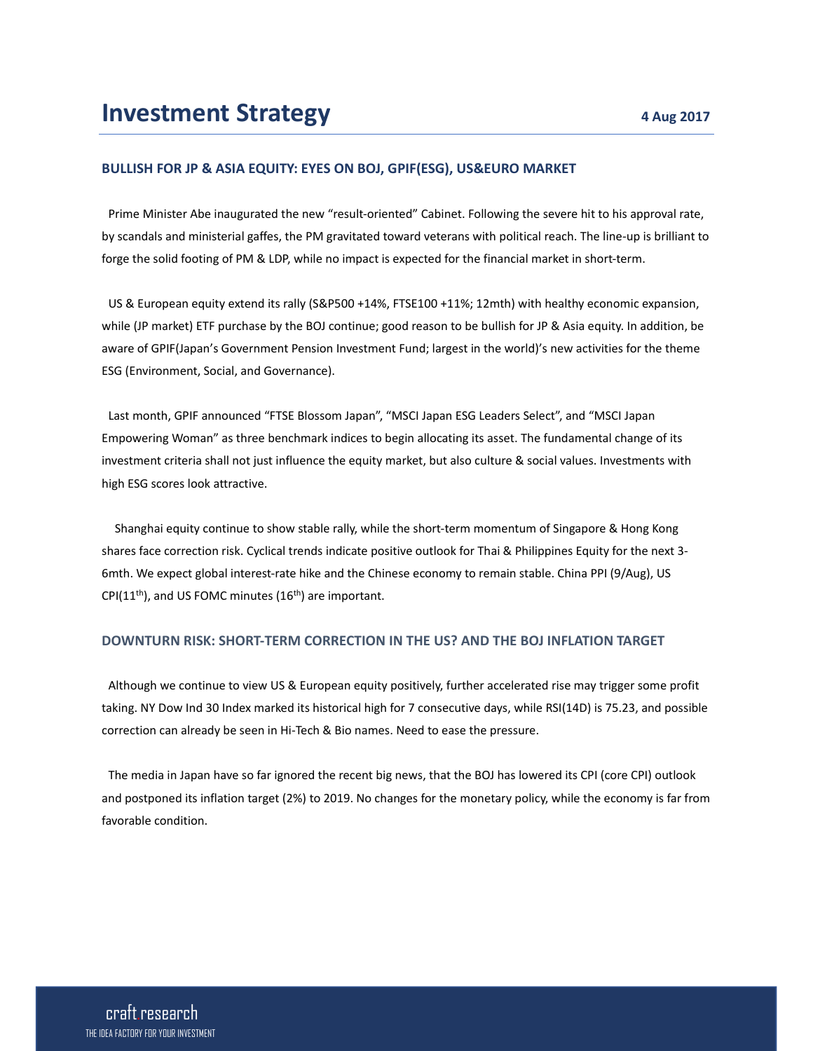# Investment Strategy

**4 Aug 2017**

## BULLISH FOR JP & ASIA EQUITY: EYES ON BOJ, GPIF(ESG), US&EURO MARKET

Prime Minister Abe inaugurated the new "result-oriented" Cabinet. Following the severe hit to his approval rate, by scandals and ministerial gaffes, the PM gravitated toward veterans with political reach. The line-up is brilliant to forge the solid footing of PM & LDP, while no impact is expected for the financial market in short-term.

US & European equity extend its rally (S&P500 +14%, FTSE100 +11%; 12mth) with healthy economic expansion, while (JP market) ETF purchase by the BOJ continue; good reason to be bullish for JP & Asia equity. In addition, be aware of GPIF(Japan's Government Pension Investment Fund; largest in the world)'s new activities for the theme ESG (Environment, Social, and Governance).

Last month, GPIF announced "FTSE Blossom Japan", "MSCI Japan ESG Leaders Select", and "MSCI Japan Empowering Woman" as three benchmark indices to begin allocating its asset. The fundamental change of its investment criteria shall not just influence the equity market, but also culture & social values. Investments with high ESG scores look attractive.

Shanghai equity continue to show stable rally, while the short-term momentum of Singapore & Hong Kong shares face correction risk. Cyclical trends indicate positive outlook for Thai & Philippines Equity for the next 3-6mth. We expect global interest-rate hike and the Chinese economy to remain stable. China PPI (9/Aug), US CPI(11th), and US FOMC minutes (16th) are important.

## DOWNTURN RISK: SHORT-TERM CORRECTION IN THE US? AND THE BOJ INFLATION TARGET

Although we continue to view US & European equity positively, further accelerated rise may trigger some profit taking. NY Dow Ind 30 Index marked its historical high for 7 consecutive days, while RSI(14D) is 75.23, and possible correction can already be seen in Hi-Tech & Bio names. Need to ease the pressure.

The media in Japan have so far ignored the recent big news, that the BOJ has lowered its CPI (core CPI) outlook and postponed its inflation target (2%) to 2019. No changes for the monetary policy, while the economy is far from favorable condition.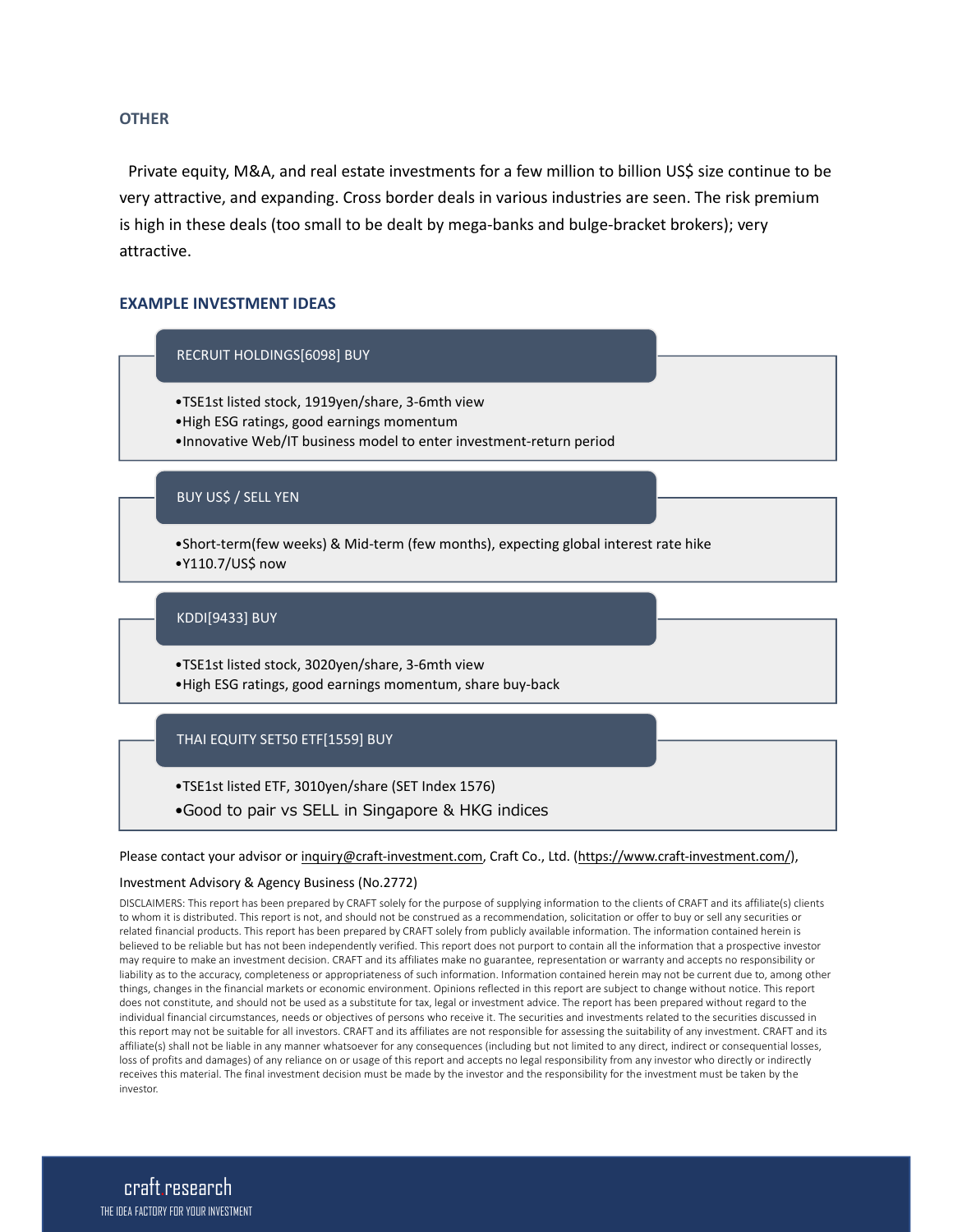## OTHER

Private equity, M&A, and real estate investments for a few million to billion US$ size continue to be very attractive, and expanding. Cross border deals in various industries are seen. The risk premium is high in these deals (too small to be dealt by mega-banks and bulge-bracket brokers); very attractive.

## EXAMPLE INVESTMENT IDEAS

### RECRUIT HOLDINGS[6098] BUY

- TSE1st listed stock, 1919yen/share, 3-6mth view
- High ESG ratings, good earnings momentum
- Innovative Web/IT business model to enter investment-return period

### BUY US$ / SELL YEN

- Short-term(few weeks) & Mid-term (few months), expecting global interest rate hike
- Y110.7/US$ now

### KDDI[9433] BUY

- TSE1st listed stock, 3020yen/share, 3-6mth view
- High ESG ratings, good earnings momentum, share buy-back

### THAI EQUITY SET50 ETF[1559] BUY

- TSE1st listed ETF, 3010yen/share (SET Index 1576)
- Good to pair vs SELL in Singapore & HKG indices

Please contact your advisor or inquiry@craft-investment.com, Craft Co., Ltd. (https://www.craft-investment.com/),

Investment Advisory & Agency Business (No.2772)

DISCLAIMERS: This report has been prepared by CRAFT solely for the purpose of supplying information to the clients of CRAFT and its affiliate(s) clients to whom it is distributed. This report is not, and should not be construed as a recommendation, solicitation or offer to buy or sell any securities or related financial products. This report has been prepared by CRAFT solely from publicly available information. The information contained herein is believed to be reliable but has not been independently verified. This report does not purport to contain all the information that a prospective investor may require to make an investment decision. CRAFT and its affiliates make no guarantee, representation or warranty and accepts no responsibility or liability as to the accuracy, completeness or appropriateness of such information. Information contained herein may not be current due to, among other things, changes in the financial markets or economic environment. Opinions reflected in this report are subject to change without notice. This report does not constitute, and should not be used as a substitute for tax, legal or investment advice. The report has been prepared without regard to the individual financial circumstances, needs or objectives of persons who receive it. The securities and investments related to the securities discussed in this report may not be suitable for all investors. CRAFT and its affiliates are not responsible for assessing the suitability of any investment. CRAFT and its affiliate(s) shall not be liable in any manner whatsoever for any consequences (including but not limited to any direct, indirect or consequential losses, loss of profits and damages) of any reliance on or usage of this report and accepts no legal responsibility from any investor who directly or indirectly receives this material. The final investment decision must be made by the investor and the responsibility for the investment must be taken by the investor.

craft.research
THE IDEA FACTORY FOR YOUR INVESTMENT